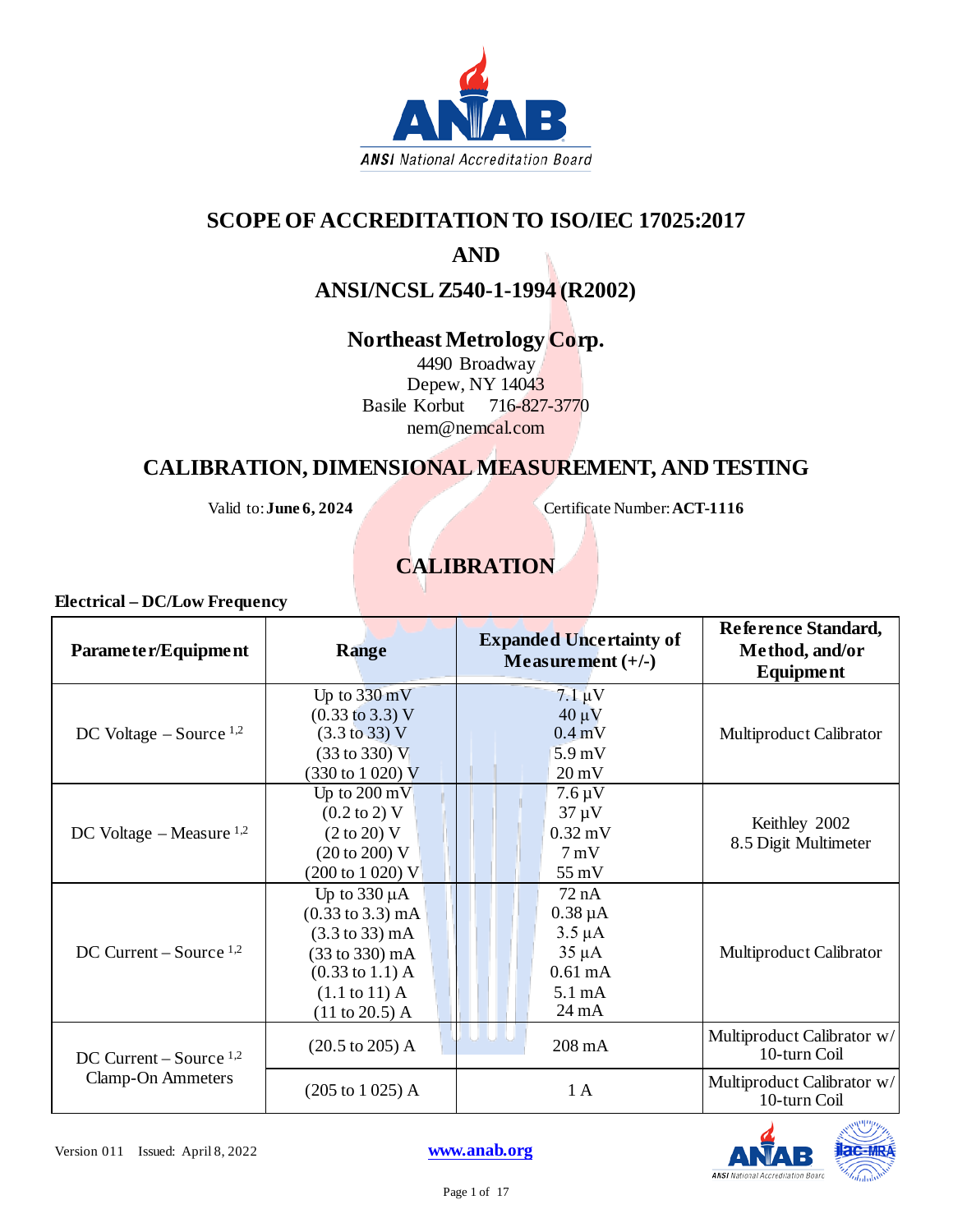# SCOPE OF ACCREDITATION TO ISO/IEC 17025:2017

# AND

# ANSI/NCSL Z540-1-1994 (R2002)

## Northeast Metrology Corp.

4490 Broadway
Depew, NY 14043
Basile Korbut 716-827-3770
nem@nemcal.com

## CALIBRATION, DIMENSIONAL MEASUREMENT, AND TESTING

Valid to: **June 6, 2024** Certificate Number: **ACT-1116**

## CALIBRATION

### Electrical – DC/Low Frequency

| Parameter/Equipment | Range | Expanded Uncertainty of Measurement (+/-) | Reference Standard, Method, and/or Equipment |
|---|---|---|---|
| DC Voltage – Source [1,2] | Up to 330 mV<br>(0.33 to 3.3) V<br>(3.3 to 33) V<br>(33 to 330) V<br>(330 to 1 020) V | 7.1 µV<br>40 µV<br>0.4 mV<br>5.9 mV<br>20 mV | Multiproduct Calibrator |
| DC Voltage – Measure [1,2] | Up to 200 mV<br>(0.2 to 2) V<br>(2 to 20) V<br>(20 to 200) V<br>(200 to 1 020) V | 7.6 µV<br>37 µV<br>0.32 mV<br>7 mV<br>55 mV | Keithley 2002<br>8.5 Digit Multimeter |
| DC Current – Source [1,2] | Up to 330 µA<br>(0.33 to 3.3) mA<br>(3.3 to 33) mA<br>(33 to 330) mA<br>(0.33 to 1.1) A<br>(1.1 to 11) A<br>(11 to 20.5) A | 72 nA<br>0.38 µA<br>3.5 µA<br>35 µA<br>0.61 mA<br>5.1 mA<br>24 mA | Multiproduct Calibrator |
| DC Current – Source [1,2]<br>Clamp-On Ammeters | (20.5 to 205) A | 208 mA | Multiproduct Calibrator w/ 10-turn Coil |
| | (205 to 1 025) A | 1 A | Multiproduct Calibrator w/ 10-turn Coil |

Version 011 Issued: April 8, 2022

www.anab.org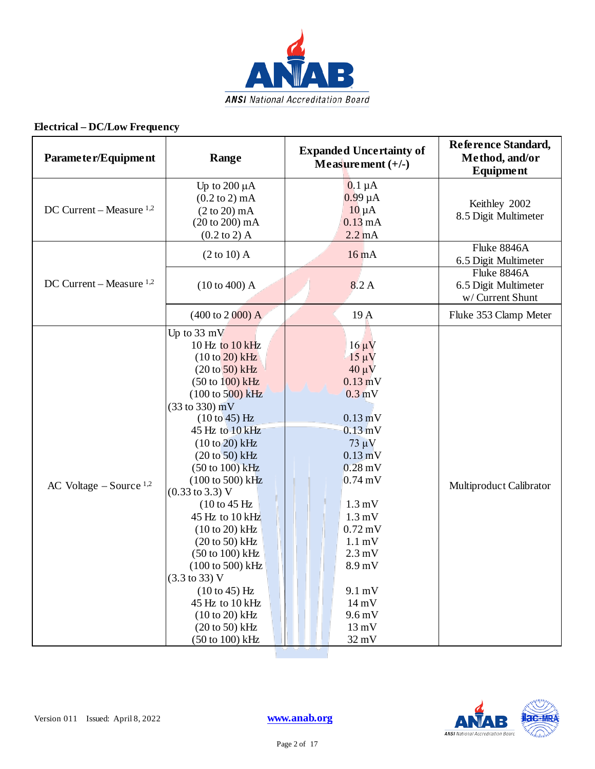**Electrical – DC/Low Frequency**

| Parameter/Equipment | Range | Expanded Uncertainty of Measurement (+/-) | Reference Standard, Method, and/or Equipment |
|---|---|---|---|
| DC Current – Measure [1,2] | Up to 200 µA<br>(0.2 to 2) mA<br>(2 to 20) mA<br>(20 to 200) mA<br>(0.2 to 2) A | 0.1 µA<br>0.99 µA<br>10 µA<br>0.13 mA<br>2.2 mA | Keithley 2002<br>8.5 Digit Multimeter |
| DC Current – Measure [1,2] | (2 to 10) A | 16 mA | Fluke 8846A<br>6.5 Digit Multimeter |
| | (10 to 400) A | 8.2 A | Fluke 8846A<br>6.5 Digit Multimeter<br>w/ Current Shunt |
| | (400 to 2 000) A | 19 A | Fluke 353 Clamp Meter |
| AC Voltage – Source [1,2] | Up to 33 mV<br>10 Hz to 10 kHz<br>(10 to 20) kHz<br>(20 to 50) kHz<br>(50 to 100) kHz<br>(100 to 500) kHz<br>(33 to 330) mV<br>(10 to 45) Hz<br>45 Hz to 10 kHz<br>(10 to 20) kHz<br>(20 to 50) kHz<br>(50 to 100) kHz<br>(100 to 500) kHz<br>(0.33 to 3.3) V<br>(10 to 45 Hz<br>45 Hz to 10 kHz<br>(10 to 20) kHz<br>(20 to 50) kHz<br>(50 to 100) kHz<br>(100 to 500) kHz<br>(3.3 to 33) V<br>(10 to 45) Hz<br>45 Hz to 10 kHz<br>(10 to 20) kHz<br>(20 to 50) kHz<br>(50 to 100) kHz | <br>16 µV<br>15 µV<br>40 µV<br>0.13 mV<br>0.3 mV<br><br>0.13 mV<br>0.13 mV<br>73 µV<br>0.13 mV<br>0.28 mV<br>0.74 mV<br><br>1.3 mV<br>1.3 mV<br>0.72 mV<br>1.1 mV<br>2.3 mV<br>8.9 mV<br><br>9.1 mV<br>14 mV<br>9.6 mV<br>13 mV<br>32 mV | Multiproduct Calibrator |

Version 011 Issued: April 8, 2022 www.anab.org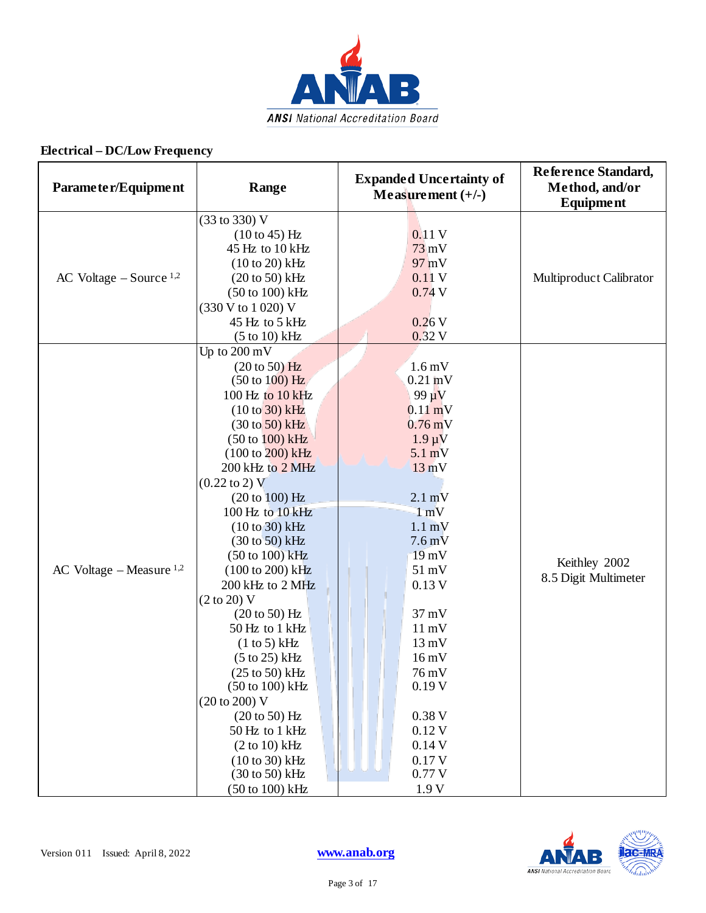## Electrical – DC/Low Frequency

| Parameter/Equipment | Range | Expanded Uncertainty of Measurement (+/-) | Reference Standard, Method, and/or Equipment |
|---|---|---|---|
| AC Voltage – Source [1,2] | (33 to 330) V | | Multiproduct Calibrator |
| | (10 to 45) Hz | 0.11 V | |
| | 45 Hz to 10 kHz | 73 mV | |
| | (10 to 20) kHz | 97 mV | |
| | (20 to 50) kHz | 0.11 V | |
| | (50 to 100) kHz | 0.74 V | |
| | (330 V to 1 020) V | | |
| | 45 Hz to 5 kHz | 0.26 V | |
| | (5 to 10) kHz | 0.32 V | |
| AC Voltage – Measure [1,2] | Up to 200 mV | | Keithley 2002 8.5 Digit Multimeter |
| | (20 to 50) Hz | 1.6 mV | |
| | (50 to 100) Hz | 0.21 mV | |
| | 100 Hz to 10 kHz | 99 µV | |
| | (10 to 30) kHz | 0.11 mV | |
| | (30 to 50) kHz | 0.76 mV | |
| | (50 to 100) kHz | 1.9 µV | |
| | (100 to 200) kHz | 5.1 mV | |
| | 200 kHz to 2 MHz | 13 mV | |
| | (0.22 to 2) V | | |
| | (20 to 100) Hz | 2.1 mV | |
| | 100 Hz to 10 kHz | 1 mV | |
| | (10 to 30) kHz | 1.1 mV | |
| | (30 to 50) kHz | 7.6 mV | |
| | (50 to 100) kHz | 19 mV | |
| | (100 to 200) kHz | 51 mV | |
| | 200 kHz to 2 MHz | 0.13 V | |
| | (2 to 20) V | | |
| | (20 to 50) Hz | 37 mV | |
| | 50 Hz to 1 kHz | 11 mV | |
| | (1 to 5) kHz | 13 mV | |
| | (5 to 25) kHz | 16 mV | |
| | (25 to 50) kHz | 76 mV | |
| | (50 to 100) kHz | 0.19 V | |
| | (20 to 200) V | | |
| | (20 to 50) Hz | 0.38 V | |
| | 50 Hz to 1 kHz | 0.12 V | |
| | (2 to 10) kHz | 0.14 V | |
| | (10 to 30) kHz | 0.17 V | |
| | (30 to 50) kHz | 0.77 V | |
| | (50 to 100) kHz | 1.9 V | |

Version 011 Issued: April 8, 2022

www.anab.org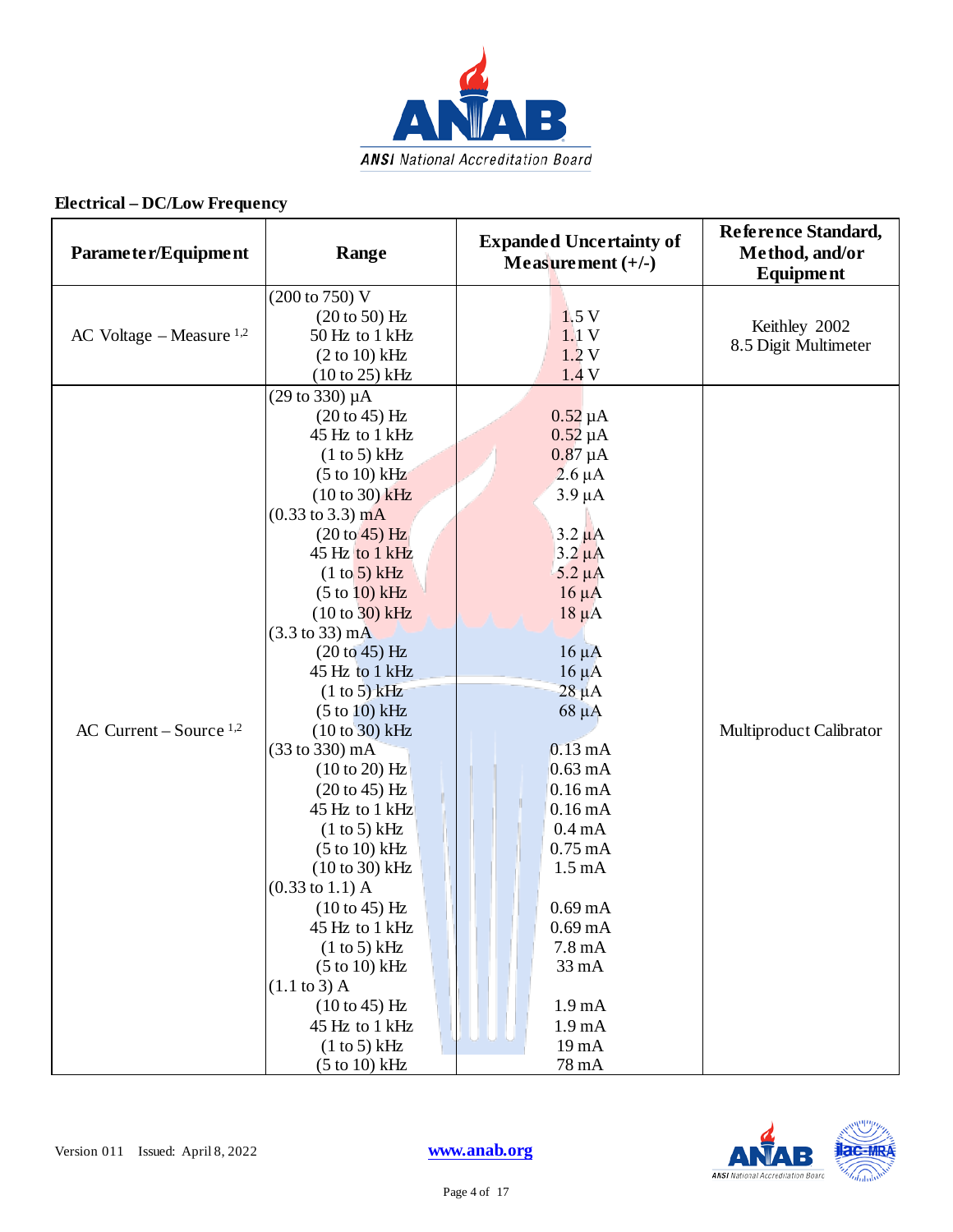## Electrical – DC/Low Frequency

| Parameter/Equipment | Range | Expanded Uncertainty of Measurement (+/-) | Reference Standard, Method, and/or Equipment |
|---|---|---|---|
| AC Voltage – Measure [1,2] | (200 to 750) V | | Keithley 2002 8.5 Digit Multimeter |
| | (20 to 50) Hz | 1.5 V | |
| | 50 Hz to 1 kHz | 1.1 V | |
| | (2 to 10) kHz | 1.2 V | |
| | (10 to 25) kHz | 1.4 V | |
| AC Current – Source [1,2] | (29 to 330) µA | | Multiproduct Calibrator |
| | (20 to 45) Hz | 0.52 µA | |
| | 45 Hz to 1 kHz | 0.52 µA | |
| | (1 to 5) kHz | 0.87 µA | |
| | (5 to 10) kHz | 2.6 µA | |
| | (10 to 30) kHz | 3.9 µA | |
| | (0.33 to 3.3) mA | | |
| | (20 to 45) Hz | 3.2 µA | |
| | 45 Hz to 1 kHz | 3.2 µA | |
| | (1 to 5) kHz | 5.2 µA | |
| | (5 to 10) kHz | 16 µA | |
| | (10 to 30) kHz | 18 µA | |
| | (3.3 to 33) mA | | |
| | (20 to 45) Hz | 16 µA | |
| | 45 Hz to 1 kHz | 16 µA | |
| | (1 to 5) kHz | 28 µA | |
| | (5 to 10) kHz | 68 µA | |
| | (10 to 30) kHz | 0.13 mA | |
| | (33 to 330) mA | | |
| | (10 to 20) Hz | 0.63 mA | |
| | (20 to 45) Hz | 0.16 mA | |
| | 45 Hz to 1 kHz | 0.16 mA | |
| | (1 to 5) kHz | 0.4 mA | |
| | (5 to 10) kHz | 0.75 mA | |
| | (10 to 30) kHz | 1.5 mA | |
| | (0.33 to 1.1) A | | |
| | (10 to 45) Hz | 0.69 mA | |
| | 45 Hz to 1 kHz | 0.69 mA | |
| | (1 to 5) kHz | 7.8 mA | |
| | (5 to 10) kHz | 33 mA | |
| | (1.1 to 3) A | | |
| | (10 to 45) Hz | 1.9 mA | |
| | 45 Hz to 1 kHz | 1.9 mA | |
| | (1 to 5) kHz | 19 mA | |
| | (5 to 10) kHz | 78 mA | |

Version 011 Issued: April 8, 2022

www.anab.org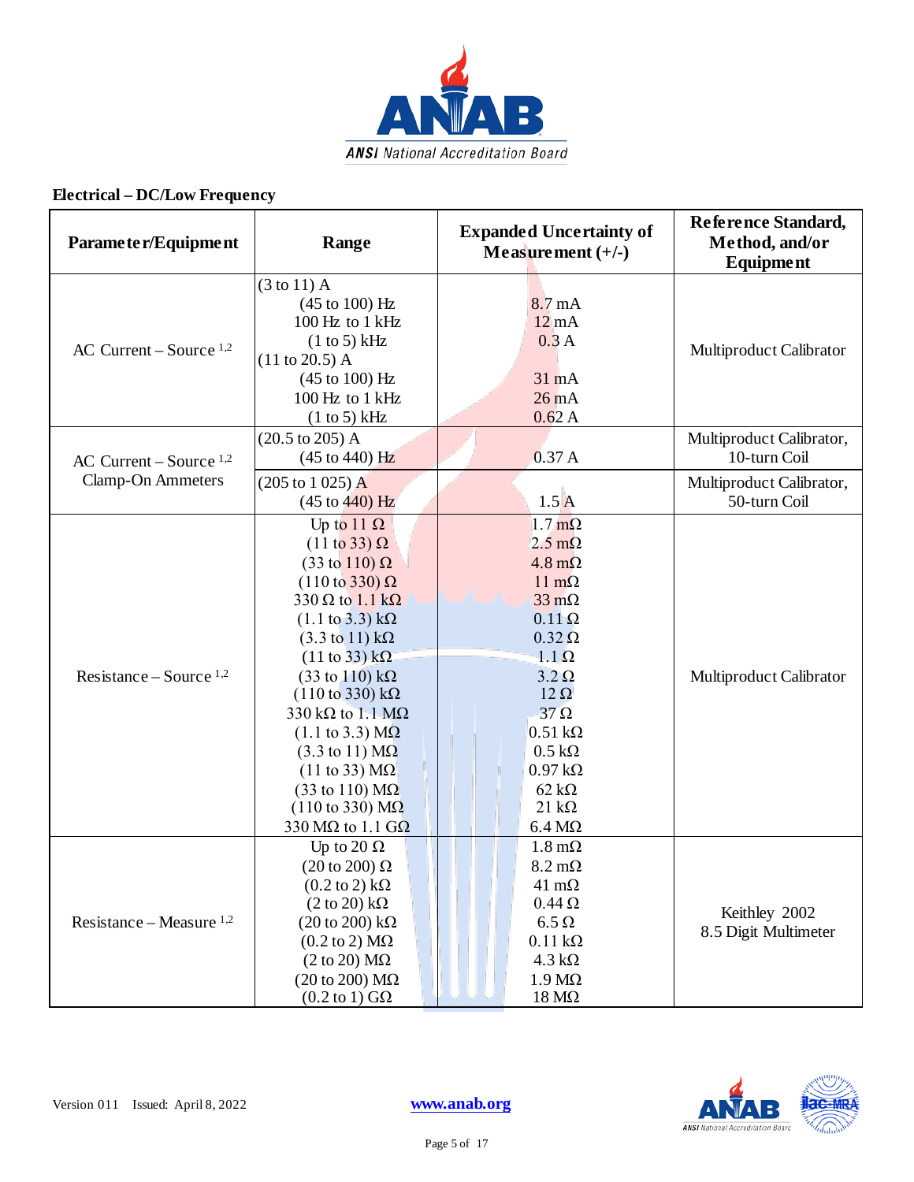## Electrical – DC/Low Frequency

| Parameter/Equipment | Range | Expanded Uncertainty of Measurement (+/-) | Reference Standard, Method, and/or Equipment |
|---|---|---|---|
| AC Current – Source [1,2] | (3 to 11) A | | Multiproduct Calibrator |
| | (45 to 100) Hz | 8.7 mA | |
| | 100 Hz to 1 kHz | 12 mA | |
| | (1 to 5) kHz | 0.3 A | |
| | (11 to 20.5) A | | |
| | (45 to 100) Hz | 31 mA | |
| | 100 Hz to 1 kHz | 26 mA | |
| | (1 to 5) kHz | 0.62 A | |
| AC Current – Source [1,2] Clamp-On Ammeters | (20.5 to 205) A (45 to 440) Hz | 0.37 A | Multiproduct Calibrator, 10-turn Coil |
| | (205 to 1 025) A (45 to 440) Hz | 1.5 A | Multiproduct Calibrator, 50-turn Coil |
| Resistance – Source [1,2] | Up to 11 Ω | 1.7 mΩ | Multiproduct Calibrator |
| | (11 to 33) Ω | 2.5 mΩ | |
| | (33 to 110) Ω | 4.8 mΩ | |
| | (110 to 330) Ω | 11 mΩ | |
| | 330 Ω to 1.1 kΩ | 33 mΩ | |
| | (1.1 to 3.3) kΩ | 0.11 Ω | |
| | (3.3 to 11) kΩ | 0.32 Ω | |
| | (11 to 33) kΩ | 1.1 Ω | |
| | (33 to 110) kΩ | 3.2 Ω | |
| | (110 to 330) kΩ | 12 Ω | |
| | 330 kΩ to 1.1 MΩ | 37 Ω | |
| | (1.1 to 3.3) MΩ | 0.51 kΩ | |
| | (3.3 to 11) MΩ | 0.5 kΩ | |
| | (11 to 33) MΩ | 0.97 kΩ | |
| | (33 to 110) MΩ | 62 kΩ | |
| | (110 to 330) MΩ | 21 kΩ | |
| | 330 MΩ to 1.1 GΩ | 6.4 MΩ | |
| Resistance – Measure [1,2] | Up to 20 Ω | 1.8 mΩ | Keithley 2002 8.5 Digit Multimeter |
| | (20 to 200) Ω | 8.2 mΩ | |
| | (0.2 to 2) kΩ | 41 mΩ | |
| | (2 to 20) kΩ | 0.44 Ω | |
| | (20 to 200) kΩ | 6.5 Ω | |
| | (0.2 to 2) MΩ | 0.11 kΩ | |
| | (2 to 20) MΩ | 4.3 kΩ | |
| | (20 to 200) MΩ | 1.9 MΩ | |
| | (0.2 to 1) GΩ | 18 MΩ | |

Version 011 Issued: April 8, 2022 www.anab.org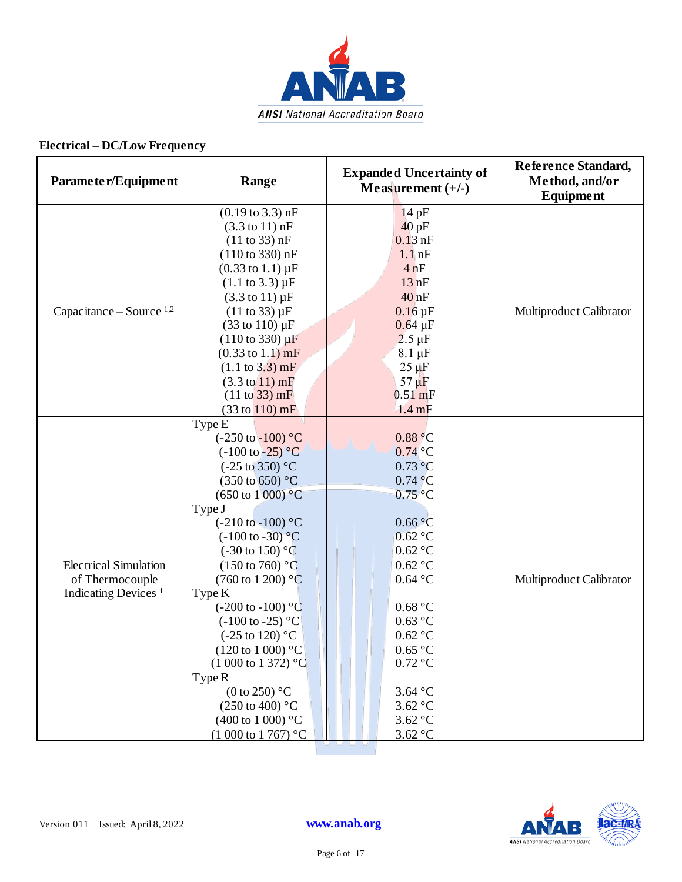## Electrical – DC/Low Frequency

| Parameter/Equipment | Range | Expanded Uncertainty of Measurement (+/-) | Reference Standard, Method, and/or Equipment |
|---|---|---|---|
| Capacitance – Source [1,2] | (0.19 to 3.3) nF | 14 pF | Multiproduct Calibrator |
| | (3.3 to 11) nF | 40 pF | |
| | (11 to 33) nF | 0.13 nF | |
| | (110 to 330) nF | 1.1 nF | |
| | (0.33 to 1.1) µF | 4 nF | |
| | (1.1 to 3.3) µF | 13 nF | |
| | (3.3 to 11) µF | 40 nF | |
| | (11 to 33) µF | 0.16 µF | |
| | (33 to 110) µF | 0.64 µF | |
| | (110 to 330) µF | 2.5 µF | |
| | (0.33 to 1.1) mF | 8.1 µF | |
| | (1.1 to 3.3) mF | 25 µF | |
| | (3.3 to 11) mF | 57 µF | |
| | (11 to 33) mF | 0.51 mF | |
| | (33 to 110) mF | 1.4 mF | |
| Electrical Simulation of Thermocouple Indicating Devices [1] | Type E | | Multiproduct Calibrator |
| | (-250 to -100) °C | 0.88 °C | |
| | (-100 to -25) °C | 0.74 °C | |
| | (-25 to 350) °C | 0.73 °C | |
| | (350 to 650) °C | 0.74 °C | |
| | (650 to 1 000) °C | 0.75 °C | |
| | Type J | | |
| | (-210 to -100) °C | 0.66 °C | |
| | (-100 to -30) °C | 0.62 °C | |
| | (-30 to 150) °C | 0.62 °C | |
| | (150 to 760) °C | 0.62 °C | |
| | (760 to 1 200) °C | 0.64 °C | |
| | Type K | | |
| | (-200 to -100) °C | 0.68 °C | |
| | (-100 to -25) °C | 0.63 °C | |
| | (-25 to 120) °C | 0.62 °C | |
| | (120 to 1 000) °C | 0.65 °C | |
| | (1 000 to 1 372) °C | 0.72 °C | |
| | Type R | | |
| | (0 to 250) °C | 3.64 °C | |
| | (250 to 400) °C | 3.62 °C | |
| | (400 to 1 000) °C | 3.62 °C | |
| | (1 000 to 1 767) °C | 3.62 °C | |

Version 011 Issued: April 8, 2022 www.anab.org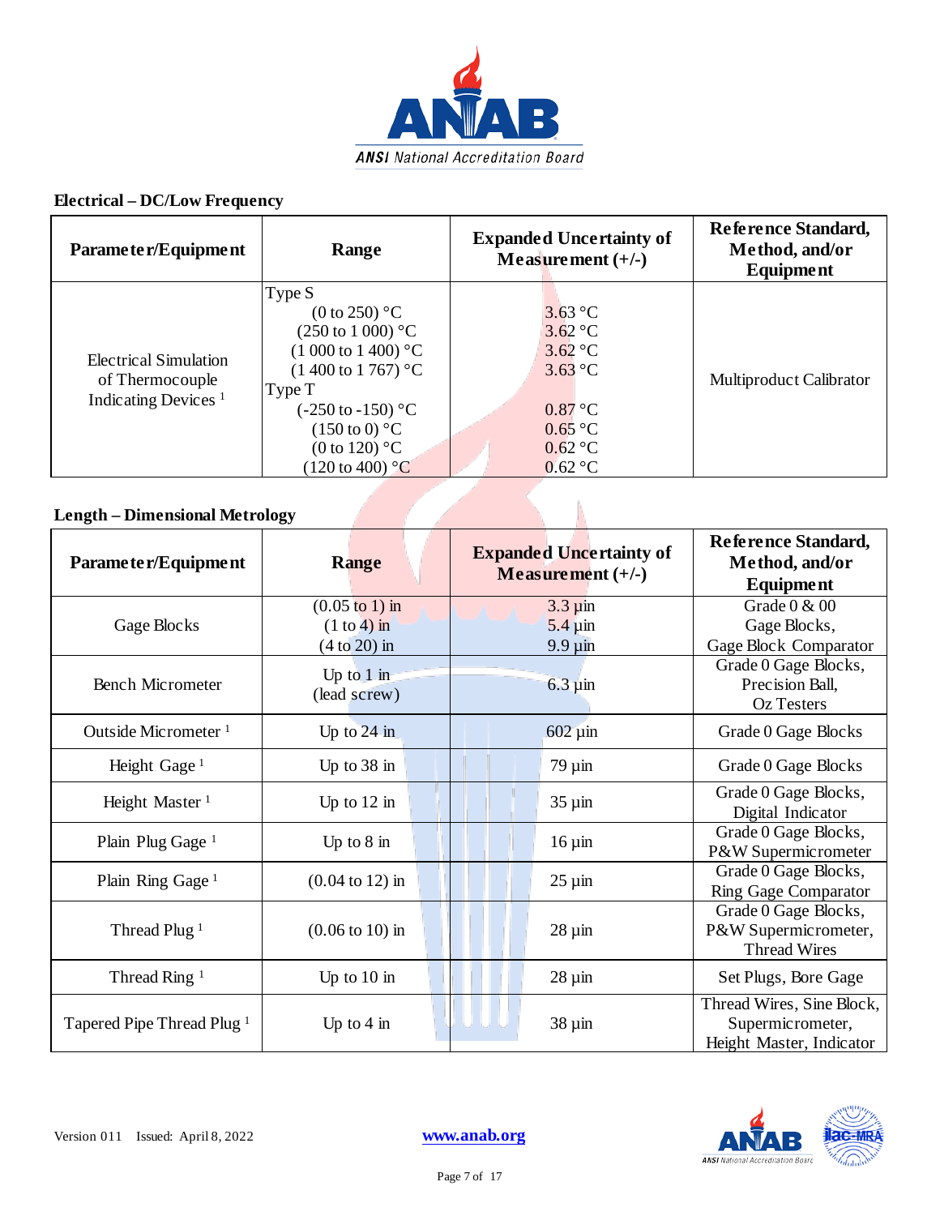### Electrical – DC/Low Frequency

| Parameter/Equipment | Range | Expanded Uncertainty of Measurement (+/-) | Reference Standard, Method, and/or Equipment |
|---|---|---|---|
| Electrical Simulation of Thermocouple Indicating Devices [1] | Type S<br>(0 to 250) °C<br>(250 to 1 000) °C<br>(1 000 to 1 400) °C<br>(1 400 to 1 767) °C<br>Type T<br>(-250 to -150) °C<br>(150 to 0) °C<br>(0 to 120) °C<br>(120 to 400) °C | <br>3.63 °C<br>3.62 °C<br>3.62 °C<br>3.63 °C<br><br>0.87 °C<br>0.65 °C<br>0.62 °C<br>0.62 °C | Multiproduct Calibrator |

### Length – Dimensional Metrology

| Parameter/Equipment | Range | Expanded Uncertainty of Measurement (+/-) | Reference Standard, Method, and/or Equipment |
|---|---|---|---|
| Gage Blocks | (0.05 to 1) in<br>(1 to 4) in<br>(4 to 20) in | 3.3 µin<br>5.4 µin<br>9.9 µin | Grade 0 & 00 Gage Blocks, Gage Block Comparator |
| Bench Micrometer | Up to 1 in (lead screw) | 6.3 µin | Grade 0 Gage Blocks, Precision Ball, Oz Testers |
| Outside Micrometer [1] | Up to 24 in | 602 µin | Grade 0 Gage Blocks |
| Height Gage [1] | Up to 38 in | 79 µin | Grade 0 Gage Blocks |
| Height Master [1] | Up to 12 in | 35 µin | Grade 0 Gage Blocks, Digital Indicator |
| Plain Plug Gage [1] | Up to 8 in | 16 µin | Grade 0 Gage Blocks, P&W Supermicrometer |
| Plain Ring Gage [1] | (0.04 to 12) in | 25 µin | Grade 0 Gage Blocks, Ring Gage Comparator |
| Thread Plug [1] | (0.06 to 10) in | 28 µin | Grade 0 Gage Blocks, P&W Supermicrometer, Thread Wires |
| Thread Ring [1] | Up to 10 in | 28 µin | Set Plugs, Bore Gage |
| Tapered Pipe Thread Plug [1] | Up to 4 in | 38 µin | Thread Wires, Sine Block, Supermicrometer, Height Master, Indicator |

Version 011 Issued: April 8, 2022

www.anab.org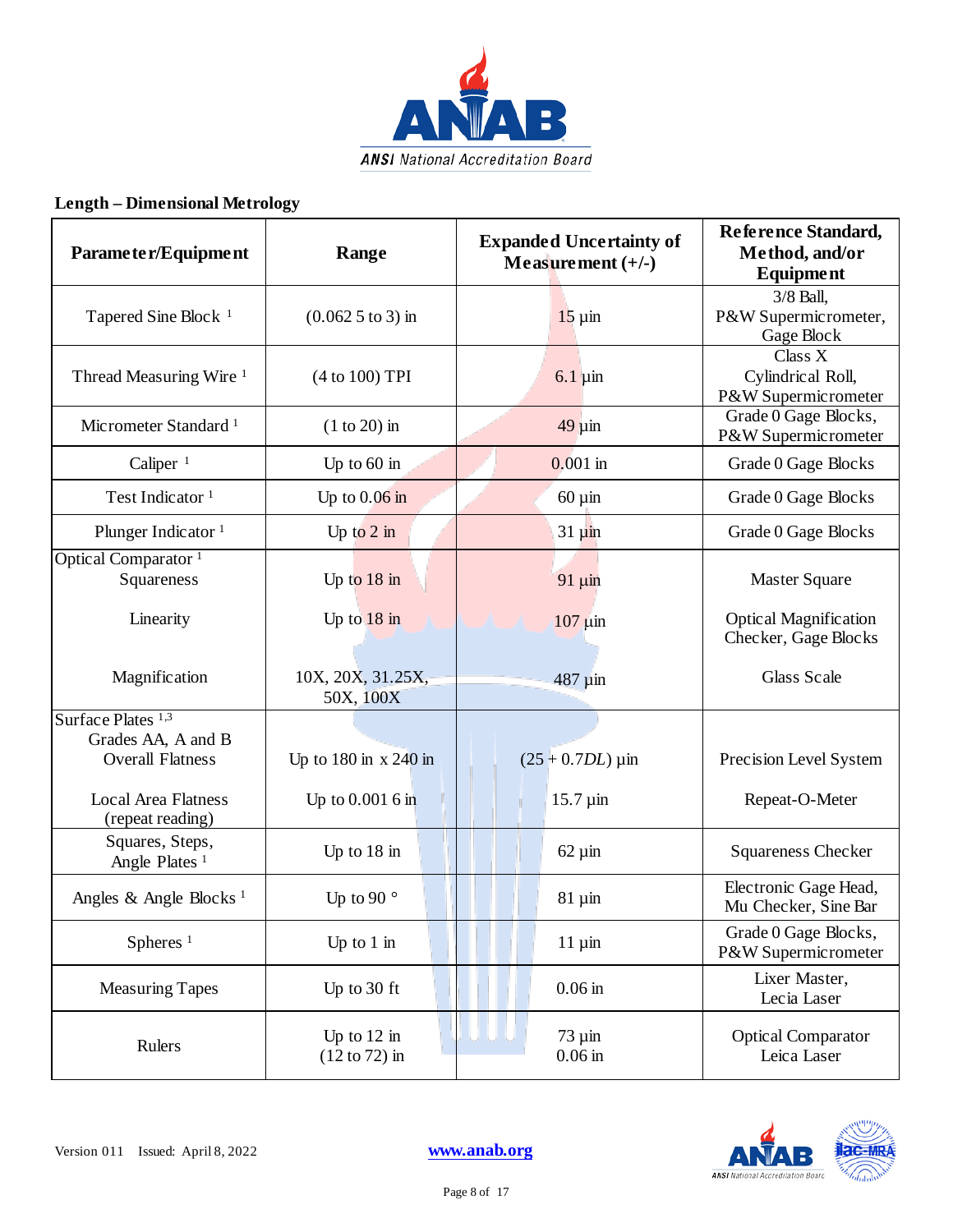## Length – Dimensional Metrology

| Parameter/Equipment | Range | Expanded Uncertainty of Measurement (+/-) | Reference Standard, Method, and/or Equipment |
|---|---|---|---|
| Tapered Sine Block [1] | (0.062 5 to 3) in | 15 µin | 3/8 Ball, P&W Supermicrometer, Gage Block |
| Thread Measuring Wire [1] | (4 to 100) TPI | 6.1 µin | Class X Cylindrical Roll, P&W Supermicrometer |
| Micrometer Standard [1] | (1 to 20) in | 49 µin | Grade 0 Gage Blocks, P&W Supermicrometer |
| Caliper [1] | Up to 60 in | 0.001 in | Grade 0 Gage Blocks |
| Test Indicator [1] | Up to 0.06 in | 60 µin | Grade 0 Gage Blocks |
| Plunger Indicator [1] | Up to 2 in | 31 µin | Grade 0 Gage Blocks |
| Optical Comparator [1] | | | |
| Squareness | Up to 18 in | 91 µin | Master Square |
| Linearity | Up to 18 in | 107 µin | Optical Magnification Checker, Gage Blocks |
| Magnification | 10X, 20X, 31.25X, 50X, 100X | 487 µin | Glass Scale |
| Surface Plates [1,3] Grades AA, A and B | | | |
| Overall Flatness | Up to 180 in x 240 in | $(25 + 0.7DL)$ µin | Precision Level System |
| Local Area Flatness (repeat reading) | Up to 0.001 6 in | 15.7 µin | Repeat-O-Meter |
| Squares, Steps, Angle Plates [1] | Up to 18 in | 62 µin | Squareness Checker |
| Angles & Angle Blocks [1] | Up to 90 ° | 81 µin | Electronic Gage Head, Mu Checker, Sine Bar |
| Spheres [1] | Up to 1 in | 11 µin | Grade 0 Gage Blocks, P&W Supermicrometer |
| Measuring Tapes | Up to 30 ft | 0.06 in | Lixer Master, Lecia Laser |
| Rulers | Up to 12 in<br>(12 to 72) in | 73 µin<br>0.06 in | Optical Comparator<br>Leica Laser |

Version 011 Issued: April 8, 2022 www.anab.org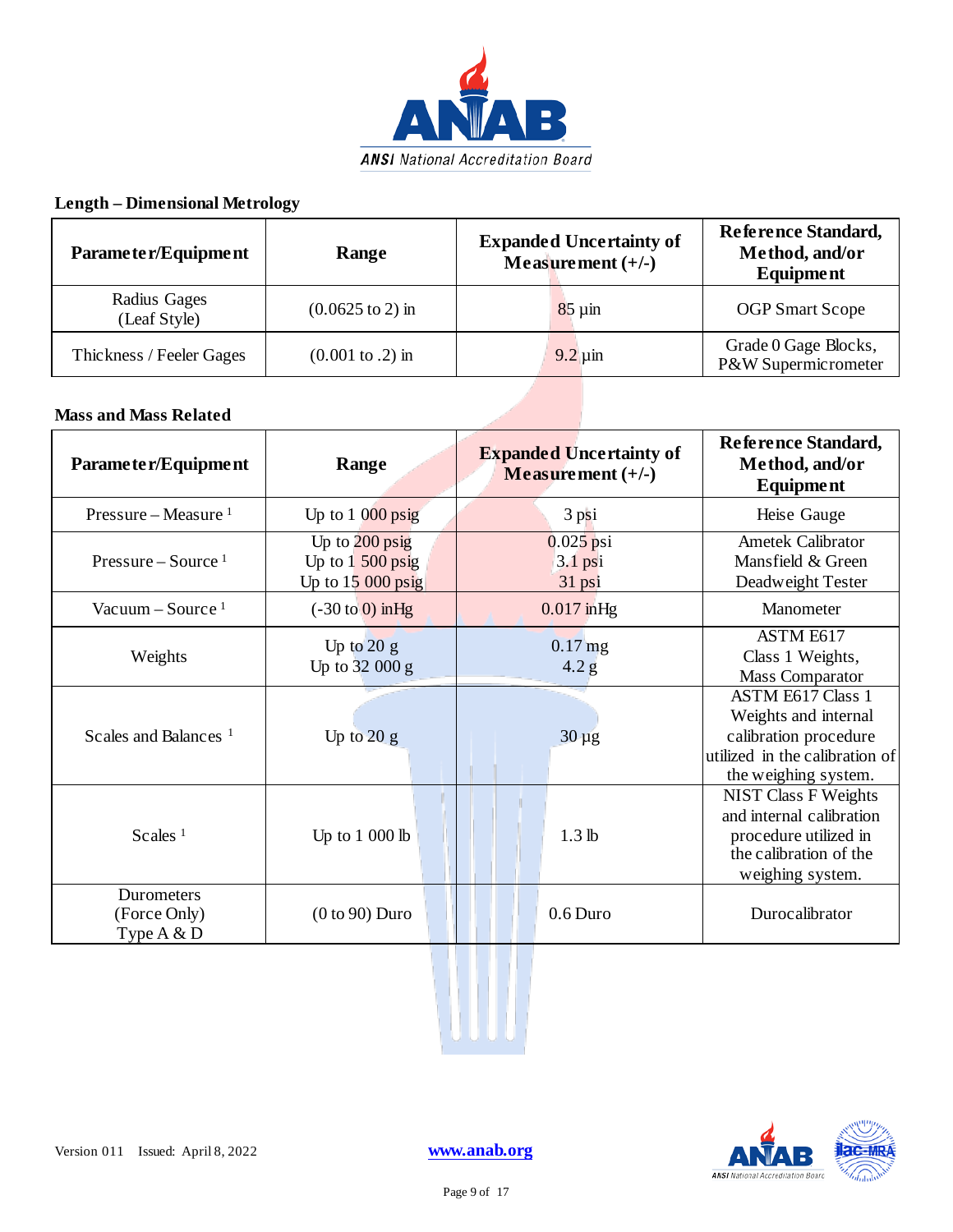### Length – Dimensional Metrology

| Parameter/Equipment | Range | Expanded Uncertainty of Measurement (+/-) | Reference Standard, Method, and/or Equipment |
|---|---|---|---|
| Radius Gages (Leaf Style) | (0.0625 to 2) in | 85 µin | OGP Smart Scope |
| Thickness / Feeler Gages | (0.001 to .2) in | 9.2 µin | Grade 0 Gage Blocks, P&W Supermicrometer |

### Mass and Mass Related

| Parameter/Equipment | Range | Expanded Uncertainty of Measurement (+/-) | Reference Standard, Method, and/or Equipment |
|---|---|---|---|
| Pressure – Measure [1] | Up to 1 000 psig | 3 psi | Heise Gauge |
| Pressure – Source [1] | Up to 200 psig<br>Up to 1 500 psig<br>Up to 15 000 psig | 0.025 psi<br>3.1 psi<br>31 psi | Ametek Calibrator<br>Mansfield & Green<br>Deadweight Tester |
| Vacuum – Source [1] | (-30 to 0) inHg | 0.017 inHg | Manometer |
| Weights | Up to 20 g<br>Up to 32 000 g | 0.17 mg<br>4.2 g | ASTM E617<br>Class 1 Weights,<br>Mass Comparator |
| Scales and Balances [1] | Up to 20 g | 30 µg | ASTM E617 Class 1 Weights and internal calibration procedure utilized in the calibration of the weighing system. |
| Scales [1] | Up to 1 000 lb | 1.3 lb | NIST Class F Weights and internal calibration procedure utilized in the calibration of the weighing system. |
| Durometers (Force Only) Type A & D | (0 to 90) Duro | 0.6 Duro | Durocalibrator |

Version 011 Issued: April 8, 2022 www.anab.org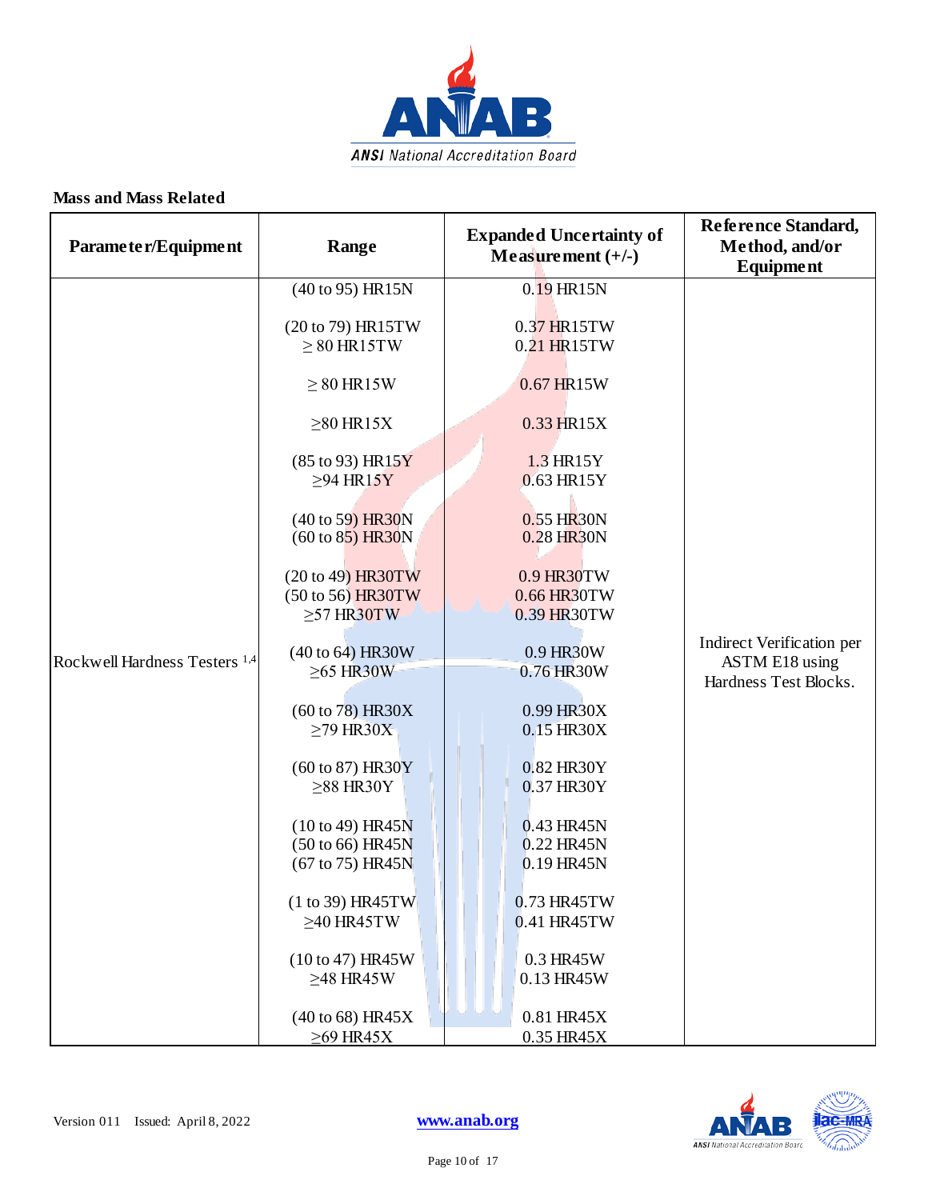## Mass and Mass Related

| Parameter/Equipment | Range | Expanded Uncertainty of Measurement (+/-) | Reference Standard, Method, and/or Equipment |
|---|---|---|---|
| Rockwell Hardness Testers [1,4] | (40 to 95) HR15N | 0.19 HR15N | Indirect Verification per ASTM E18 using Hardness Test Blocks. |
| | (20 to 79) HR15TW<br>≥ 80 HR15TW | 0.37 HR15TW<br>0.21 HR15TW | |
| | ≥ 80 HR15W | 0.67 HR15W | |
| | ≥80 HR15X | 0.33 HR15X | |
| | (85 to 93) HR15Y<br>≥94 HR15Y | 1.3 HR15Y<br>0.63 HR15Y | |
| | (40 to 59) HR30N<br>(60 to 85) HR30N | 0.55 HR30N<br>0.28 HR30N | |
| | (20 to 49) HR30TW<br>(50 to 56) HR30TW<br>≥57 HR30TW | 0.9 HR30TW<br>0.66 HR30TW<br>0.39 HR30TW | |
| | (40 to 64) HR30W<br>≥65 HR30W | 0.9 HR30W<br>0.76 HR30W | |
| | (60 to 78) HR30X<br>≥79 HR30X | 0.99 HR30X<br>0.15 HR30X | |
| | (60 to 87) HR30Y<br>≥88 HR30Y | 0.82 HR30Y<br>0.37 HR30Y | |
| | (10 to 49) HR45N<br>(50 to 66) HR45N<br>(67 to 75) HR45N | 0.43 HR45N<br>0.22 HR45N<br>0.19 HR45N | |
| | (1 to 39) HR45TW<br>≥40 HR45TW | 0.73 HR45TW<br>0.41 HR45TW | |
| | (10 to 47) HR45W<br>≥48 HR45W | 0.3 HR45W<br>0.13 HR45W | |
| | (40 to 68) HR45X<br>≥69 HR45X | 0.81 HR45X<br>0.35 HR45X | |

Version 011 Issued: April 8, 2022

www.anab.org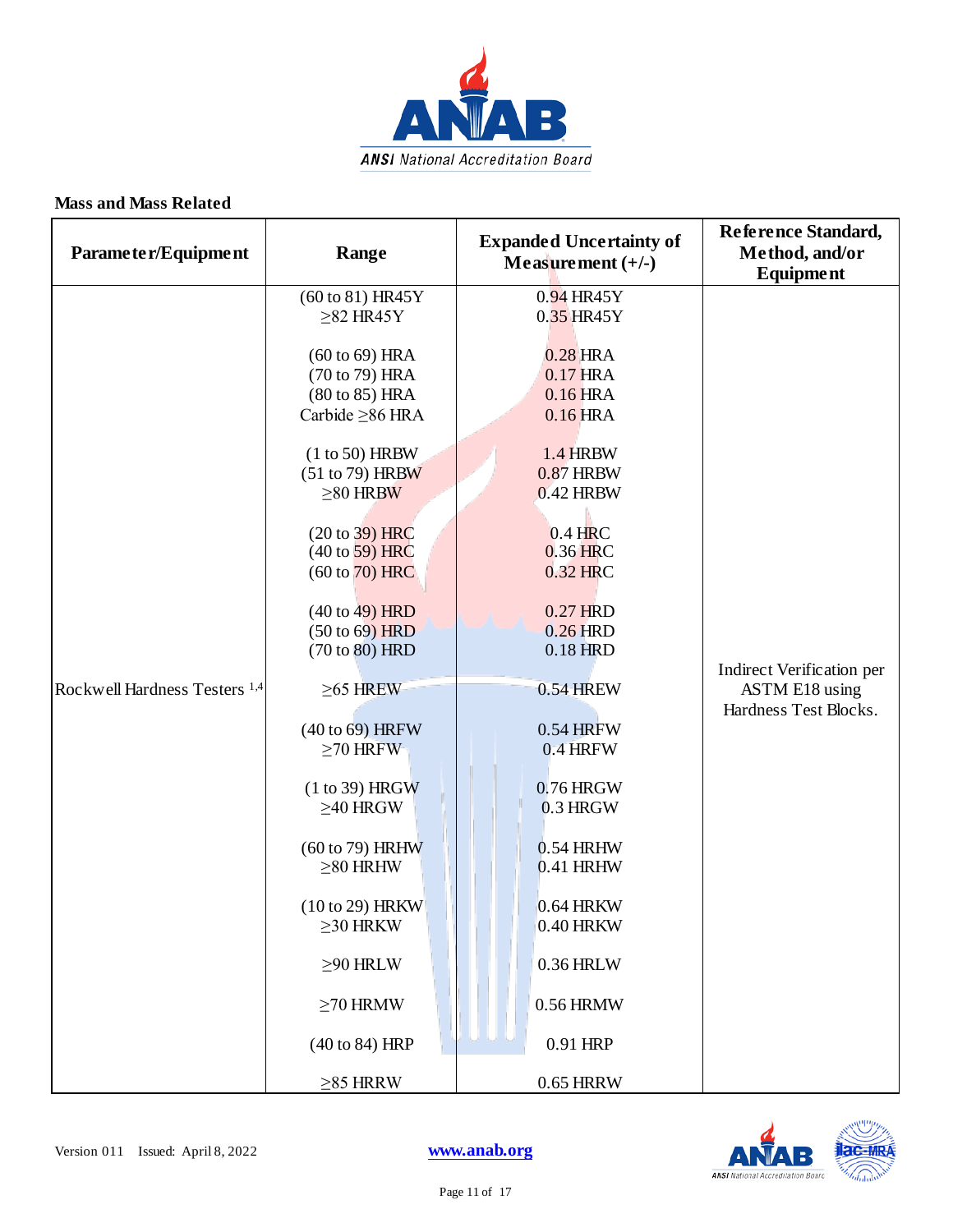**Mass and Mass Related**

| Parameter/Equipment | Range | Expanded Uncertainty of Measurement (+/-) | Reference Standard, Method, and/or Equipment |
|---|---|---|---|
| Rockwell Hardness Testers [1,4] | (60 to 81) HR45Y<br>≥82 HR45Y<br><br>(60 to 69) HRA<br>(70 to 79) HRA<br>(80 to 85) HRA<br>Carbide ≥86 HRA<br><br>(1 to 50) HRBW<br>(51 to 79) HRBW<br>≥80 HRBW<br><br>(20 to 39) HRC<br>(40 to 59) HRC<br>(60 to 70) HRC<br><br>(40 to 49) HRD<br>(50 to 69) HRD<br>(70 to 80) HRD<br><br>≥65 HREW<br><br>(40 to 69) HRFW<br>≥70 HRFW<br><br>(1 to 39) HRGW<br>≥40 HRGW<br><br>(60 to 79) HRHW<br>≥80 HRHW<br><br>(10 to 29) HRKW<br>≥30 HRKW<br><br>≥90 HRLW<br><br>≥70 HRMW<br><br>(40 to 84) HRP<br><br>≥85 HRRW | 0.94 HR45Y<br>0.35 HR45Y<br><br>0.28 HRA<br>0.17 HRA<br>0.16 HRA<br>0.16 HRA<br><br>1.4 HRBW<br>0.87 HRBW<br>0.42 HRBW<br><br>0.4 HRC<br>0.36 HRC<br>0.32 HRC<br><br>0.27 HRD<br>0.26 HRD<br>0.18 HRD<br><br>0.54 HREW<br><br>0.54 HRFW<br>0.4 HRFW<br><br>0.76 HRGW<br>0.3 HRGW<br><br>0.54 HRHW<br>0.41 HRHW<br><br>0.64 HRKW<br>0.40 HRKW<br><br>0.36 HRLW<br><br>0.56 HRMW<br><br>0.91 HRP<br><br>0.65 HRRW | Indirect Verification per ASTM E18 using Hardness Test Blocks. |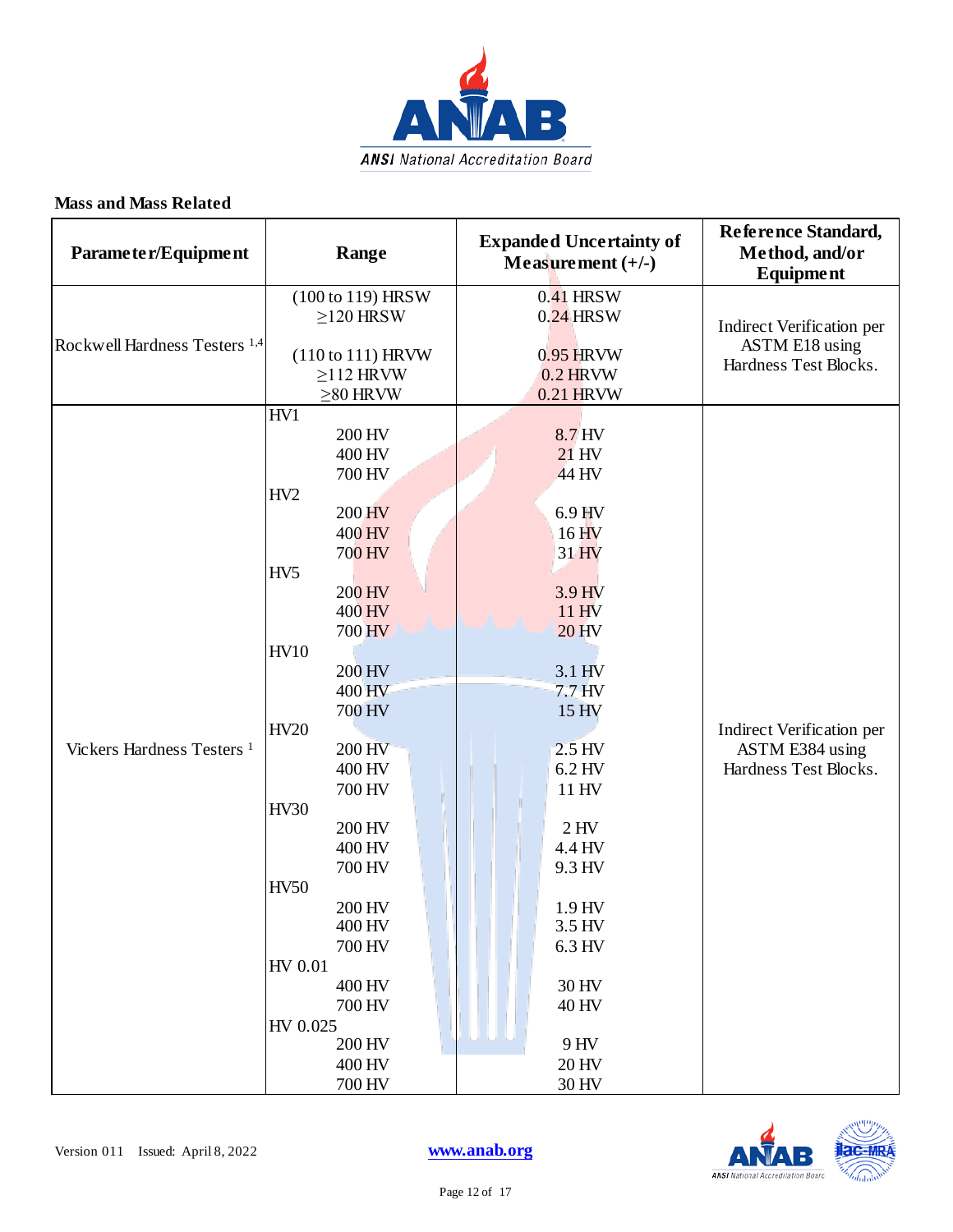**Mass and Mass Related**

| Parameter/Equipment | Range | Expanded Uncertainty of Measurement (+/-) | Reference Standard, Method, and/or Equipment |
|---|---|---|---|
| Rockwell Hardness Testers [1,4] | (100 to 119) HRSW<br>≥120 HRSW<br><br>(110 to 111) HRVW<br>≥112 HRVW<br>≥80 HRVW | 0.41 HRSW<br>0.24 HRSW<br><br>0.95 HRVW<br>0.2 HRVW<br>0.21 HRVW | Indirect Verification per ASTM E18 using Hardness Test Blocks. |
| Vickers Hardness Testers [1] | HV1<br>200 HV<br>400 HV<br>700 HV<br>HV2<br>200 HV<br>400 HV<br>700 HV<br>HV5<br>200 HV<br>400 HV<br>700 HV<br>HV10<br>200 HV<br>400 HV<br>700 HV<br>HV20<br>200 HV<br>400 HV<br>700 HV<br>HV30<br>200 HV<br>400 HV<br>700 HV<br>HV50<br>200 HV<br>400 HV<br>700 HV<br>HV 0.01<br>400 HV<br>700 HV<br>HV 0.025<br>200 HV<br>400 HV<br>700 HV | <br>8.7 HV<br>21 HV<br>44 HV<br><br>6.9 HV<br>16 HV<br>31 HV<br><br>3.9 HV<br>11 HV<br>20 HV<br><br>3.1 HV<br>7.7 HV<br>15 HV<br><br>2.5 HV<br>6.2 HV<br>11 HV<br><br>2 HV<br>4.4 HV<br>9.3 HV<br><br>1.9 HV<br>3.5 HV<br>6.3 HV<br><br>30 HV<br>40 HV<br><br>9 HV<br>20 HV<br>30 HV | Indirect Verification per ASTM E384 using Hardness Test Blocks. |

Version 011 Issued: April 8, 2022 www.anab.org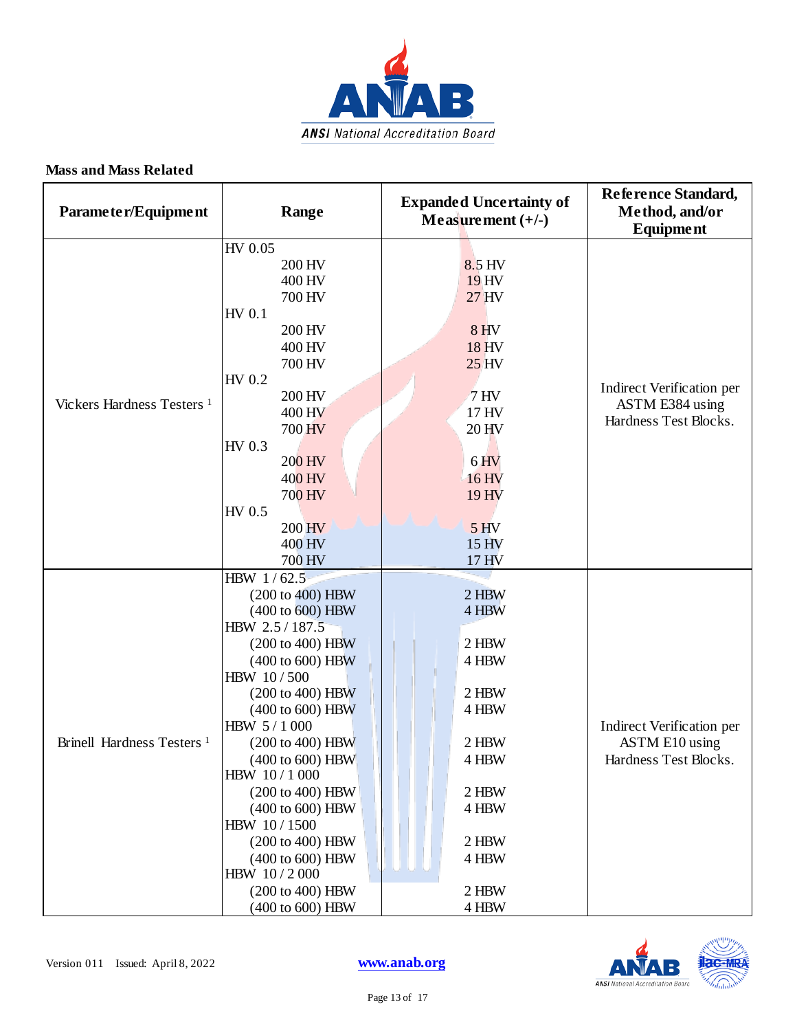**Mass and Mass Related**

| Parameter/Equipment | Range | Expanded Uncertainty of Measurement (+/-) | Reference Standard, Method, and/or Equipment |
|---|---|---|---|
| Vickers Hardness Testers [1] | HV 0.05 | | Indirect Verification per ASTM E384 using Hardness Test Blocks. |
| | 200 HV | 8.5 HV | |
| | 400 HV | 19 HV | |
| | 700 HV | 27 HV | |
| | HV 0.1 | | |
| | 200 HV | 8 HV | |
| | 400 HV | 18 HV | |
| | 700 HV | 25 HV | |
| | HV 0.2 | | |
| | 200 HV | 7 HV | |
| | 400 HV | 17 HV | |
| | 700 HV | 20 HV | |
| | HV 0.3 | | |
| | 200 HV | 6 HV | |
| | 400 HV | 16 HV | |
| | 700 HV | 19 HV | |
| | HV 0.5 | | |
| | 200 HV | 5 HV | |
| | 400 HV | 15 HV | |
| | 700 HV | 17 HV | |
| Brinell Hardness Testers [1] | HBW 1 / 62.5 | | Indirect Verification per ASTM E10 using Hardness Test Blocks. |
| | (200 to 400) HBW | 2 HBW | |
| | (400 to 600) HBW | 4 HBW | |
| | HBW 2.5 / 187.5 | | |
| | (200 to 400) HBW | 2 HBW | |
| | (400 to 600) HBW | 4 HBW | |
| | HBW 10 / 500 | | |
| | (200 to 400) HBW | 2 HBW | |
| | (400 to 600) HBW | 4 HBW | |
| | HBW 5 / 1 000 | | |
| | (200 to 400) HBW | 2 HBW | |
| | (400 to 600) HBW | 4 HBW | |
| | HBW 10 / 1 000 | | |
| | (200 to 400) HBW | 2 HBW | |
| | (400 to 600) HBW | 4 HBW | |
| | HBW 10 / 1500 | | |
| | (200 to 400) HBW | 2 HBW | |
| | (400 to 600) HBW | 4 HBW | |
| | HBW 10 / 2 000 | | |
| | (200 to 400) HBW | 2 HBW | |
| | (400 to 600) HBW | 4 HBW | |

Version 011 Issued: April 8, 2022 www.anab.org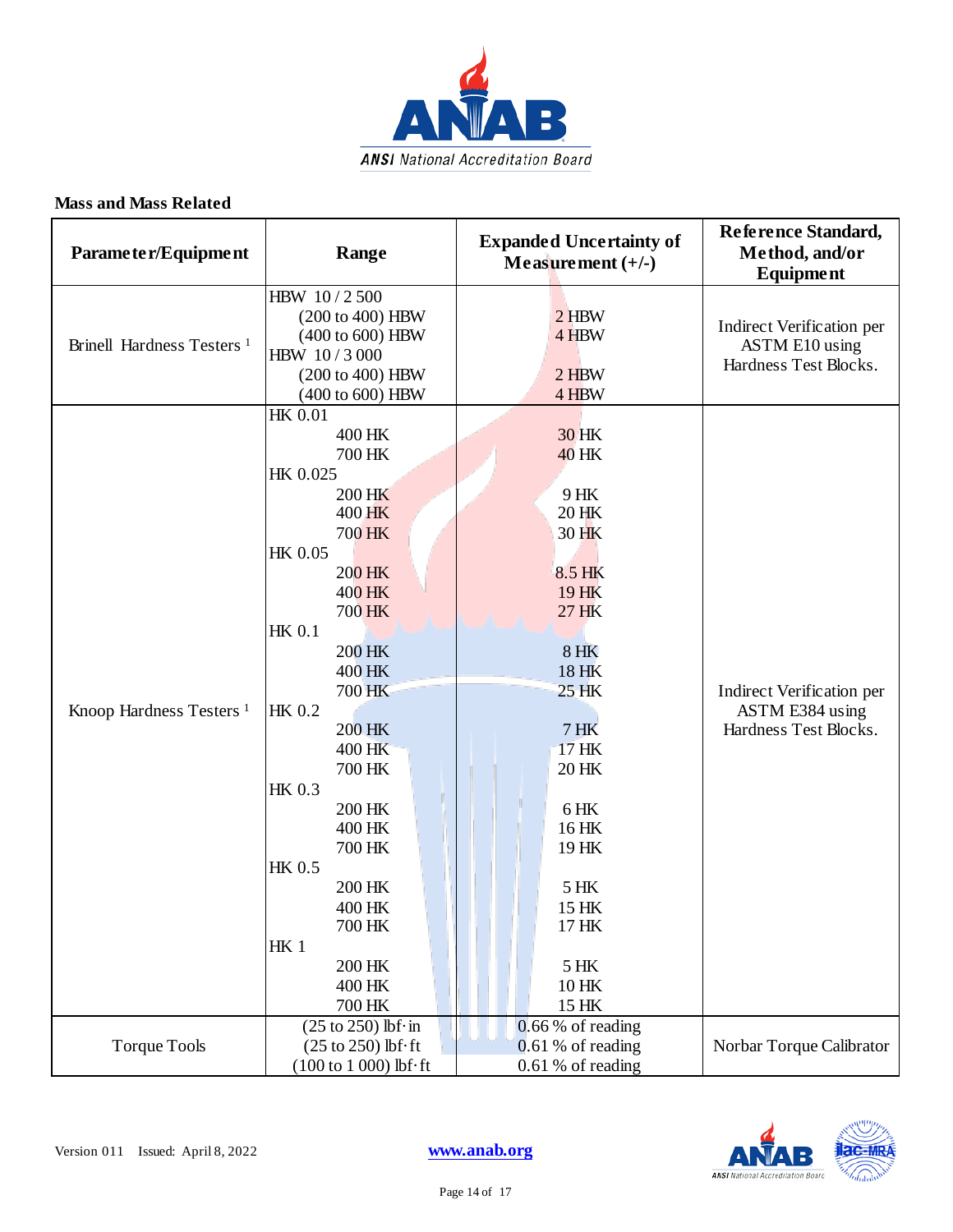### Mass and Mass Related

| Parameter/Equipment | Range | Expanded Uncertainty of Measurement (+/-) | Reference Standard, Method, and/or Equipment |
|---|---|---|---|
| Brinell Hardness Testers [1] | HBW 10 / 2 500<br>(200 to 400) HBW<br>(400 to 600) HBW<br>HBW 10 / 3 000<br>(200 to 400) HBW<br>(400 to 600) HBW | <br>2 HBW<br>4 HBW<br><br>2 HBW<br>4 HBW | Indirect Verification per ASTM E10 using Hardness Test Blocks. |
| Knoop Hardness Testers [1] | HK 0.01<br>400 HK<br>700 HK<br>HK 0.025<br>200 HK<br>400 HK<br>700 HK<br>HK 0.05<br>200 HK<br>400 HK<br>700 HK<br>HK 0.1<br>200 HK<br>400 HK<br>700 HK<br>HK 0.2<br>200 HK<br>400 HK<br>700 HK<br>HK 0.3<br>200 HK<br>400 HK<br>700 HK<br>HK 0.5<br>200 HK<br>400 HK<br>700 HK<br>HK 1<br>200 HK<br>400 HK<br>700 HK | <br>30 HK<br>40 HK<br><br>9 HK<br>20 HK<br>30 HK<br><br>8.5 HK<br>19 HK<br>27 HK<br><br>8 HK<br>18 HK<br>25 HK<br><br>7 HK<br>17 HK<br>20 HK<br><br>6 HK<br>16 HK<br>19 HK<br><br>5 HK<br>15 HK<br>17 HK<br><br>5 HK<br>10 HK<br>15 HK | Indirect Verification per ASTM E384 using Hardness Test Blocks. |
| Torque Tools | (25 to 250) lbf·in<br>(25 to 250) lbf·ft<br>(100 to 1 000) lbf·ft | 0.66 % of reading<br>0.61 % of reading<br>0.61 % of reading | Norbar Torque Calibrator |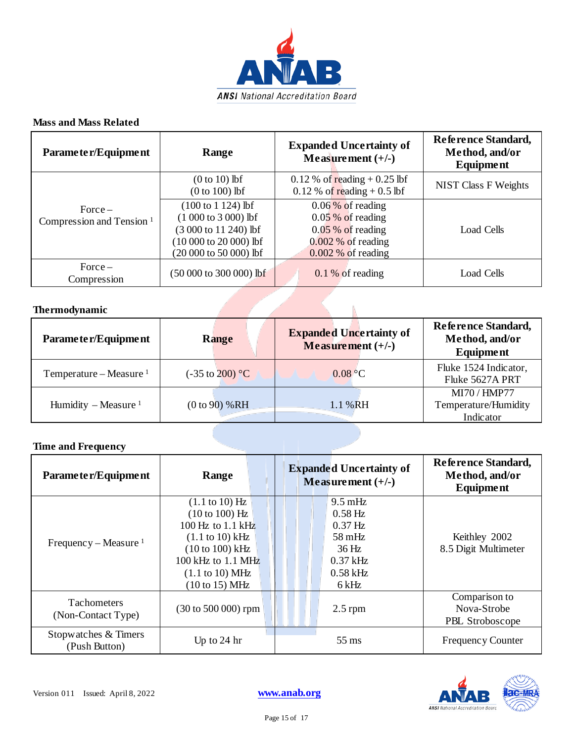### Mass and Mass Related

| Parameter/Equipment | Range | Expanded Uncertainty of Measurement (+/-) | Reference Standard, Method, and/or Equipment |
|---|---|---|---|
| Force – Compression and Tension [1] | (0 to 10) lbf<br>(0 to 100) lbf | 0.12 % of reading + 0.25 lbf<br>0.12 % of reading + 0.5 lbf | NIST Class F Weights |
| | (100 to 1 124) lbf<br>(1 000 to 3 000) lbf<br>(3 000 to 11 240) lbf<br>(10 000 to 20 000) lbf<br>(20 000 to 50 000) lbf | 0.06 % of reading<br>0.05 % of reading<br>0.05 % of reading<br>0.002 % of reading<br>0.002 % of reading | Load Cells |
| Force – Compression | (50 000 to 300 000) lbf | 0.1 % of reading | Load Cells |

### Thermodynamic

| Parameter/Equipment | Range | Expanded Uncertainty of Measurement (+/-) | Reference Standard, Method, and/or Equipment |
|---|---|---|---|
| Temperature – Measure [1] | (-35 to 200) °C | 0.08 °C | Fluke 1524 Indicator, Fluke 5627A PRT |
| Humidity – Measure [1] | (0 to 90) %RH | 1.1 %RH | MI70 / HMP77 Temperature/Humidity Indicator |

### Time and Frequency

| Parameter/Equipment | Range | Expanded Uncertainty of Measurement (+/-) | Reference Standard, Method, and/or Equipment |
|---|---|---|---|
| Frequency – Measure [1] | (1.1 to 10) Hz<br>(10 to 100) Hz<br>100 Hz to 1.1 kHz<br>(1.1 to 10) kHz<br>(10 to 100) kHz<br>100 kHz to 1.1 MHz<br>(1.1 to 10) MHz<br>(10 to 15) MHz | 9.5 mHz<br>0.58 Hz<br>0.37 Hz<br>58 mHz<br>36 Hz<br>0.37 kHz<br>0.58 kHz<br>6 kHz | Keithley 2002 8.5 Digit Multimeter |
| Tachometers (Non-Contact Type) | (30 to 500 000) rpm | 2.5 rpm | Comparison to Nova-Strobe PBL Stroboscope |
| Stopwatches & Timers (Push Button) | Up to 24 hr | 55 ms | Frequency Counter |

Version 011 Issued: April 8, 2022 www.anab.org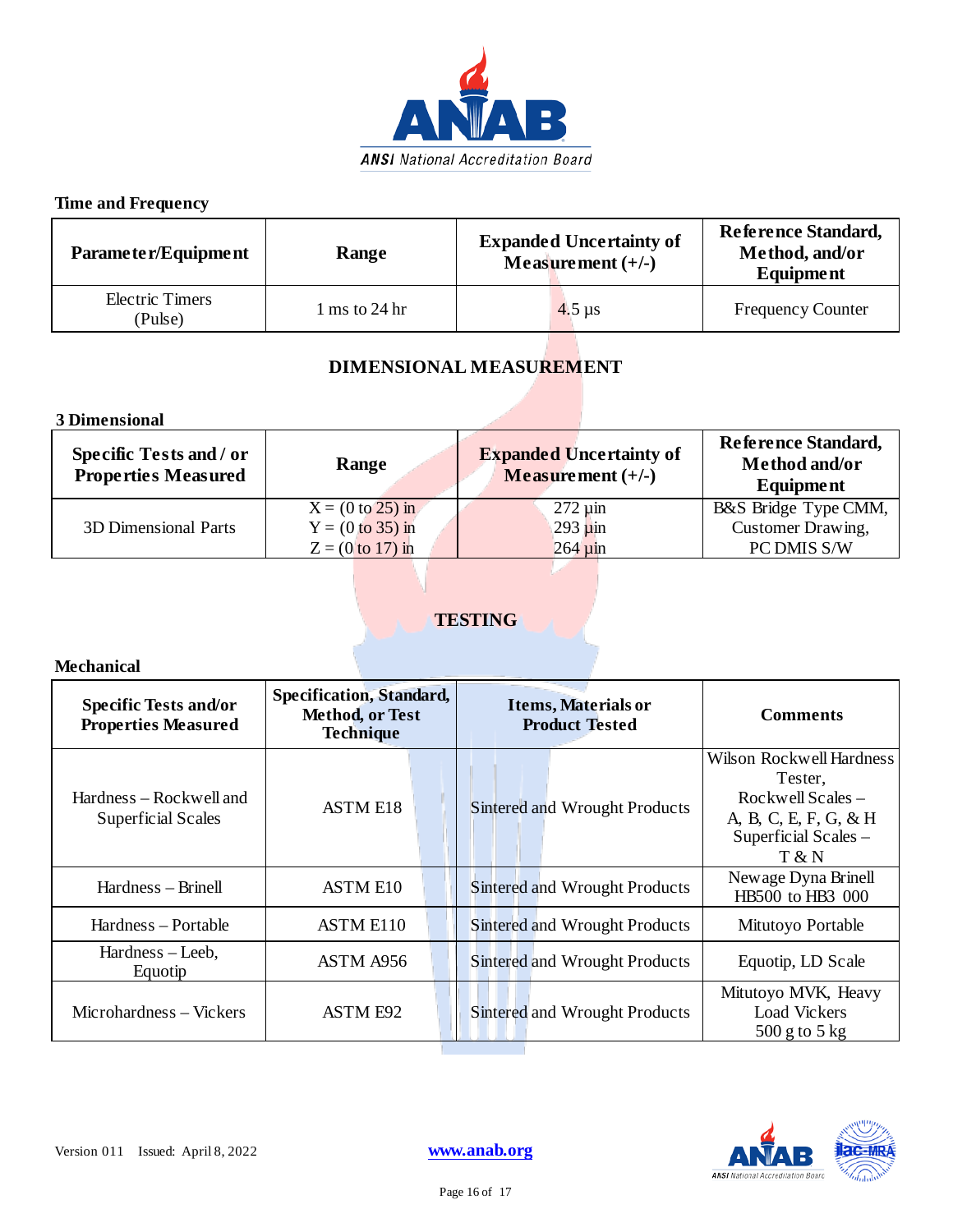**Time and Frequency**

| Parameter/Equipment | Range | Expanded Uncertainty of Measurement (+/-) | Reference Standard, Method, and/or Equipment |
|---|---|---|---|
| Electric Timers (Pulse) | 1 ms to 24 hr | 4.5 µs | Frequency Counter |

## DIMENSIONAL MEASUREMENT

**3 Dimensional**

| Specific Tests and / or Properties Measured | Range | Expanded Uncertainty of Measurement (+/-) | Reference Standard, Method and/or Equipment |
|---|---|---|---|
| 3D Dimensional Parts | X = (0 to 25) in<br>Y = (0 to 35) in<br>Z = (0 to 17) in | 272 µin<br>293 µin<br>264 µin | B&S Bridge Type CMM, Customer Drawing, PC DMIS S/W |

## TESTING

**Mechanical**

| Specific Tests and/or Properties Measured | Specification, Standard, Method, or Test Technique | Items, Materials or Product Tested | Comments |
|---|---|---|---|
| Hardness – Rockwell and Superficial Scales | ASTM E18 | Sintered and Wrought Products | Wilson Rockwell Hardness Tester, Rockwell Scales – A, B, C, E, F, G, & H Superficial Scales – T & N |
| Hardness – Brinell | ASTM E10 | Sintered and Wrought Products | Newage Dyna Brinell HB500 to HB3 000 |
| Hardness – Portable | ASTM E110 | Sintered and Wrought Products | Mitutoyo Portable |
| Hardness – Leeb, Equotip | ASTM A956 | Sintered and Wrought Products | Equotip, LD Scale |
| Microhardness – Vickers | ASTM E92 | Sintered and Wrought Products | Mitutoyo MVK, Heavy Load Vickers 500 g to 5 kg |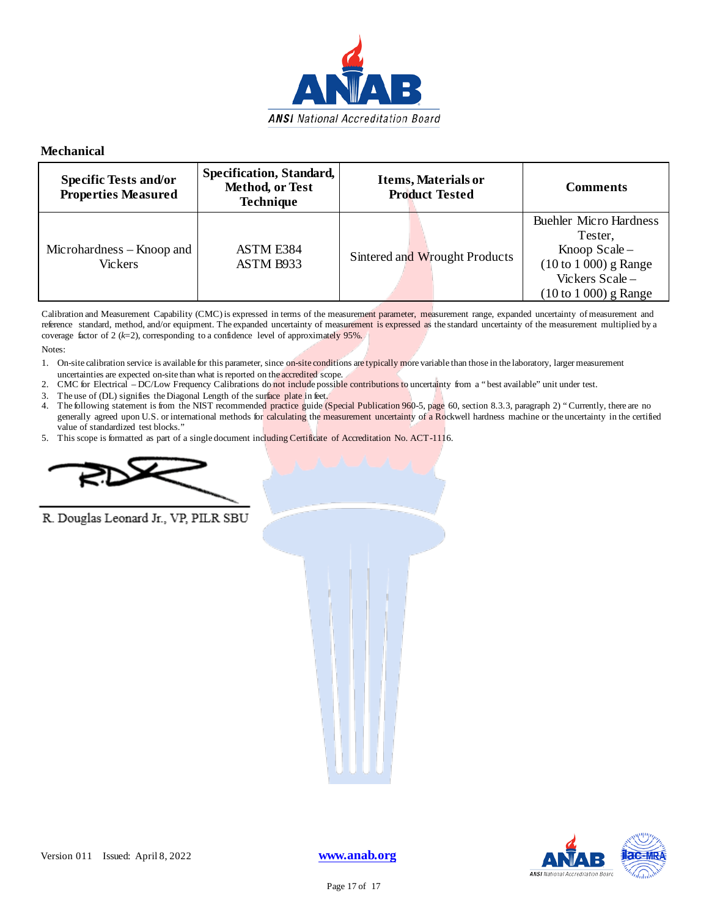### Mechanical

| Specific Tests and/or Properties Measured | Specification, Standard, Method, or Test Technique | Items, Materials or Product Tested | Comments |
|---|---|---|---|
| Microhardness – Knoop and Vickers | ASTM E384<br>ASTM B933 | Sintered and Wrought Products | Buehler Micro Hardness Tester,<br>Knoop Scale – (10 to 1 000) g Range<br>Vickers Scale – (10 to 1 000) g Range |

Calibration and Measurement Capability (CMC) is expressed in terms of the measurement parameter, measurement range, expanded uncertainty of measurement and reference standard, method, and/or equipment. The expanded uncertainty of measurement is expressed as the standard uncertainty of the measurement multiplied by a coverage factor of 2 ($k$=2), corresponding to a confidence level of approximately 95%.

Notes:

1. On-site calibration service is available for this parameter, since on-site conditions are typically more variable than those in the laboratory, larger measurement uncertainties are expected on-site than what is reported on the accredited scope.
2. CMC for Electrical – DC/Low Frequency Calibrations do not include possible contributions to uncertainty from a "best available" unit under test.
3. The use of (DL) signifies the Diagonal Length of the surface plate in feet.
4. The following statement is from the NIST recommended practice guide (Special Publication 960-5, page 60, section 8.3.3, paragraph 2) "Currently, there are no generally agreed upon U.S. or international methods for calculating the measurement uncertainty of a Rockwell hardness machine or the uncertainty in the certified value of standardized test blocks."
5. This scope is formatted as part of a single document including Certificate of Accreditation No. ACT-1116.

R. Douglas Leonard Jr., VP, PILR SBU

Version 011 Issued: April 8, 2022

www.anab.org